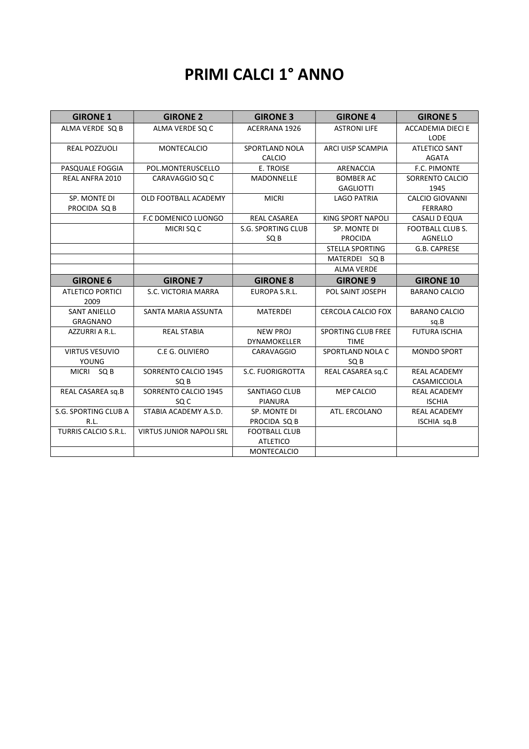# PRIMI CALCI 1° ANNO

| GIRONE 1 | GIRONE 2 | GIRONE 3 | GIRONE 4 | GIRONE 5 |
|---|---|---|---|---|
| ALMA VERDE SQ B | ALMA VERDE SQ C | ACERRANA 1926 | ASTRONI LIFE | ACCADEMIA DIECI E LODE |
| REAL POZZUOLI | MONTECALCIO | SPORTLAND NOLA CALCIO | ARCI UISP SCAMPIA | ATLETICO SANT AGATA |
| PASQUALE FOGGIA | POL.MONTERUSCELLO | E. TROISE | ARENACCIA | F.C. PIMONTE |
| REAL ANFRA 2010 | CARAVAGGIO SQ C | MADONNELLE | BOMBER AC GAGLIOTTI | SORRENTO CALCIO 1945 |
| SP. MONTE DI PROCIDA SQ B | OLD FOOTBALL ACADEMY | MICRI | LAGO PATRIA | CALCIO GIOVANNI FERRARO |
| | F.C DOMENICO LUONGO | REAL CASAREA | KING SPORT NAPOLI | CASALI D EQUA |
| | MICRI SQ C | S.G. SPORTING CLUB SQ B | SP. MONTE DI PROCIDA | FOOTBALL CLUB S. AGNELLO |
| | | | STELLA SPORTING | G.B. CAPRESE |
| | | | MATERDEI SQ B | |
| | | | ALMA VERDE | |
| **GIRONE 6** | **GIRONE 7** | **GIRONE 8** | **GIRONE 9** | **GIRONE 10** |
| ATLETICO PORTICI 2009 | S.C. VICTORIA MARRA | EUROPA S.R.L. | POL SAINT JOSEPH | BARANO CALCIO |
| SANT ANIELLO GRAGNANO | SANTA MARIA ASSUNTA | MATERDEI | CERCOLA CALCIO FOX | BARANO CALCIO sq.B |
| AZZURRI A R.L. | REAL STABIA | NEW PROJ DYNAMOKELLER | SPORTING CLUB FREE TIME | FUTURA ISCHIA |
| VIRTUS VESUVIO YOUNG | C.E G. OLIVIERO | CARAVAGGIO | SPORTLAND NOLA C SQ B | MONDO SPORT |
| MICRI SQ B | SORRENTO CALCIO 1945 SQ B | S.C. FUORIGROTTA | REAL CASAREA sq.C | REAL ACADEMY CASAMICCIOLA |
| REAL CASAREA sq.B | SORRENTO CALCIO 1945 SQ C | SANTIAGO CLUB PIANURA | MEP CALCIO | REAL ACADEMY ISCHIA |
| S.G. SPORTING CLUB A R.L. | STABIA ACADEMY A.S.D. | SP. MONTE DI PROCIDA SQ B | ATL. ERCOLANO | REAL ACADEMY ISCHIA sq.B |
| TURRIS CALCIO S.R.L. | VIRTUS JUNIOR NAPOLI SRL | FOOTBALL CLUB ATLETICO | | |
| | | MONTECALCIO | | |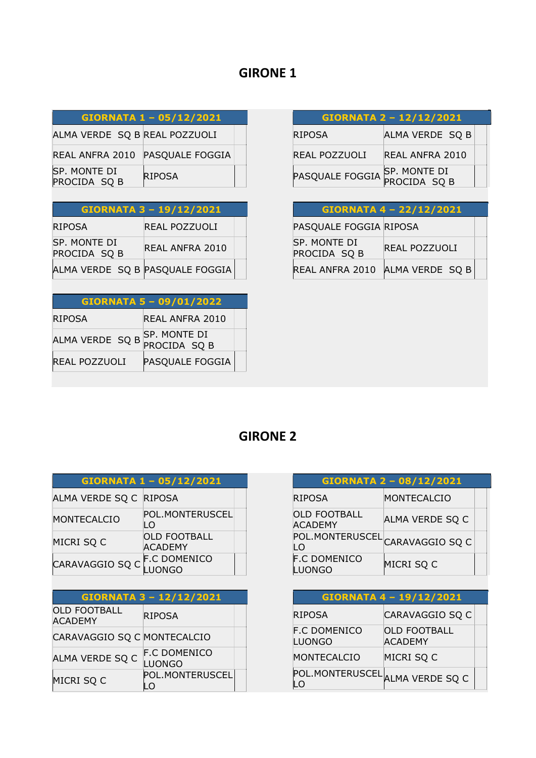# GIRONE 1

| GIORNATA 1 – 05/12/2021 | | |
|---|---|---|
| ALMA VERDE SQ B | REAL POZZUOLI | |
| REAL ANFRA 2010 | PASQUALE FOGGIA | |
| SP. MONTE DI PROCIDA SQ B | RIPOSA | |

| GIORNATA 2 – 12/12/2021 | | |
|---|---|---|
| RIPOSA | ALMA VERDE SQ B | |
| REAL POZZUOLI | REAL ANFRA 2010 | |
| PASQUALE FOGGIA | SP. MONTE DI PROCIDA SQ B | |

| GIORNATA 3 – 19/12/2021 | | |
|---|---|---|
| RIPOSA | REAL POZZUOLI | |
| SP. MONTE DI PROCIDA SQ B | REAL ANFRA 2010 | |
| ALMA VERDE SQ B | PASQUALE FOGGIA | |

| GIORNATA 4 – 22/12/2021 | | |
|---|---|---|
| PASQUALE FOGGIA | RIPOSA | |
| SP. MONTE DI PROCIDA SQ B | REAL POZZUOLI | |
| REAL ANFRA 2010 | ALMA VERDE SQ B | |

| GIORNATA 5 – 09/01/2022 | | |
|---|---|---|
| RIPOSA | REAL ANFRA 2010 | |
| ALMA VERDE SQ B | SP. MONTE DI PROCIDA SQ B | |
| REAL POZZUOLI | PASQUALE FOGGIA | |

# GIRONE 2

| GIORNATA 1 – 05/12/2021 | | |
|---|---|---|
| ALMA VERDE SQ C | RIPOSA | |
| MONTECALCIO | POL.MONTERUSCELLO | |
| MICRI SQ C | OLD FOOTBALL ACADEMY | |
| CARAVAGGIO SQ C | F.C DOMENICO LUONGO | |

| GIORNATA 2 – 08/12/2021 | | |
|---|---|---|
| RIPOSA | MONTECALCIO | |
| OLD FOOTBALL ACADEMY | ALMA VERDE SQ C | |
| POL.MONTERUSCELLO | CARAVAGGIO SQ C | |
| F.C DOMENICO LUONGO | MICRI SQ C | |

| GIORNATA 3 – 12/12/2021 | | |
|---|---|---|
| OLD FOOTBALL ACADEMY | RIPOSA | |
| CARAVAGGIO SQ C | MONTECALCIO | |
| ALMA VERDE SQ C | F.C DOMENICO LUONGO | |
| MICRI SQ C | POL.MONTERUSCELLO | |

| GIORNATA 4 – 19/12/2021 | | |
|---|---|---|
| RIPOSA | CARAVAGGIO SQ C | |
| F.C DOMENICO LUONGO | OLD FOOTBALL ACADEMY | |
| MONTECALCIO | MICRI SQ C | |
| POL.MONTERUSCELLO | ALMA VERDE SQ C | |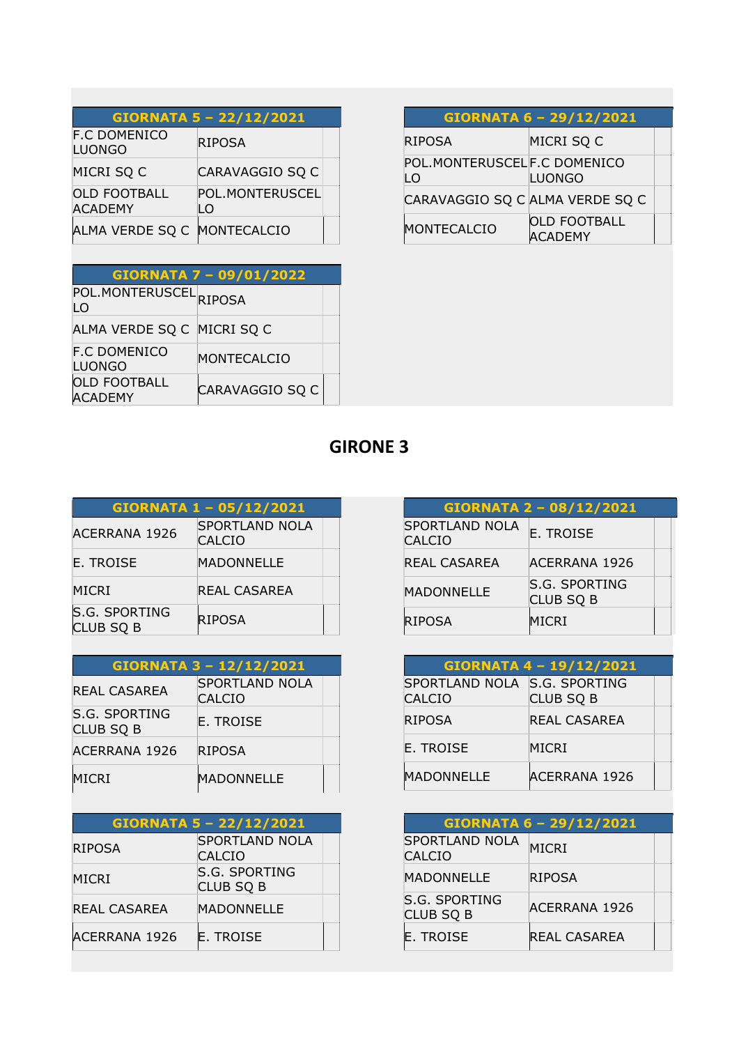| GIORNATA 5 – 22/12/2021 | |
|---|---|
| F.C DOMENICO LUONGO | RIPOSA |
| MICRI SQ C | CARAVAGGIO SQ C |
| OLD FOOTBALL ACADEMY | POL.MONTERUSCELLO |
| ALMA VERDE SQ C | MONTECALCIO |

| GIORNATA 6 – 29/12/2021 | |
|---|---|
| RIPOSA | MICRI SQ C |
| POL.MONTERUSCELLO | F.C DOMENICO LUONGO |
| CARAVAGGIO SQ C | ALMA VERDE SQ C |
| MONTECALCIO | OLD FOOTBALL ACADEMY |

| GIORNATA 7 – 09/01/2022 | |
|---|---|
| POL.MONTERUSCELLO | RIPOSA |
| ALMA VERDE SQ C | MICRI SQ C |
| F.C DOMENICO LUONGO | MONTECALCIO |
| OLD FOOTBALL ACADEMY | CARAVAGGIO SQ C |

## GIRONE 3

| GIORNATA 1 – 05/12/2021 | |
|---|---|
| ACERRANA 1926 | SPORTLAND NOLA CALCIO |
| E. TROISE | MADONNELLE |
| MICRI | REAL CASAREA |
| S.G. SPORTING CLUB SQ B | RIPOSA |

| GIORNATA 2 – 08/12/2021 | |
|---|---|
| SPORTLAND NOLA CALCIO | E. TROISE |
| REAL CASAREA | ACERRANA 1926 |
| MADONNELLE | S.G. SPORTING CLUB SQ B |
| RIPOSA | MICRI |

| GIORNATA 3 – 12/12/2021 | |
|---|---|
| REAL CASAREA | SPORTLAND NOLA CALCIO |
| S.G. SPORTING CLUB SQ B | E. TROISE |
| ACERRANA 1926 | RIPOSA |
| MICRI | MADONNELLE |

| GIORNATA 4 – 19/12/2021 | |
|---|---|
| SPORTLAND NOLA CALCIO | S.G. SPORTING CLUB SQ B |
| RIPOSA | REAL CASAREA |
| E. TROISE | MICRI |
| MADONNELLE | ACERRANA 1926 |

| GIORNATA 5 – 22/12/2021 | |
|---|---|
| RIPOSA | SPORTLAND NOLA CALCIO |
| MICRI | S.G. SPORTING CLUB SQ B |
| REAL CASAREA | MADONNELLE |
| ACERRANA 1926 | E. TROISE |

| GIORNATA 6 – 29/12/2021 | |
|---|---|
| SPORTLAND NOLA CALCIO | MICRI |
| MADONNELLE | RIPOSA |
| S.G. SPORTING CLUB SQ B | ACERRANA 1926 |
| E. TROISE | REAL CASAREA |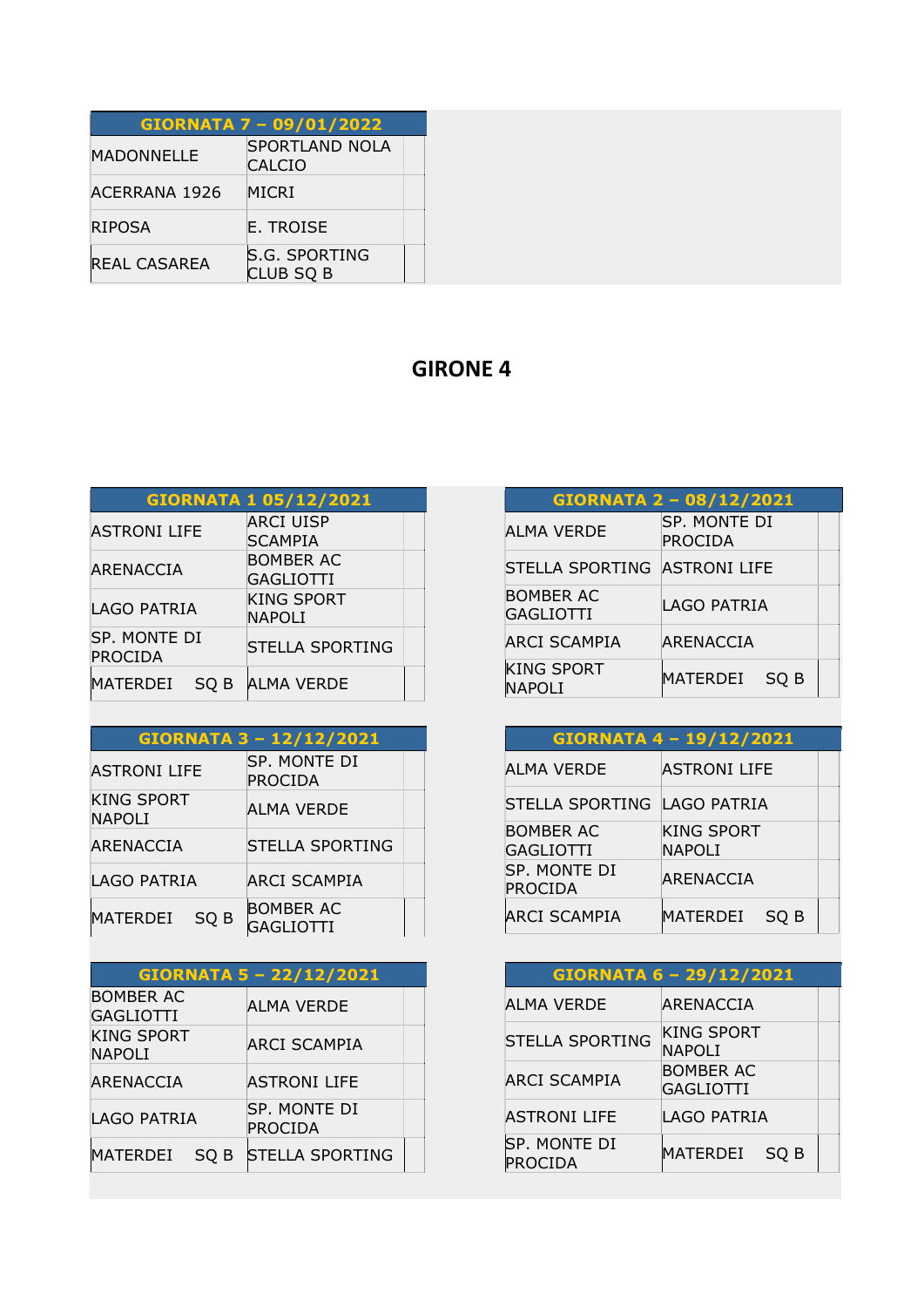| GIORNATA 7 – 09/01/2022 | | |
|---|---|---|
| MADONNELLE | SPORTLAND NOLA CALCIO | |
| ACERRANA 1926 | MICRI | |
| RIPOSA | E. TROISE | |
| REAL CASAREA | S.G. SPORTING CLUB SQ B | |

# GIRONE 4

| GIORNATA 1 05/12/2021 | | |
|---|---|---|
| ASTRONI LIFE | ARCI UISP SCAMPIA | |
| ARENACCIA | BOMBER AC GAGLIOTTI | |
| LAGO PATRIA | KING SPORT NAPOLI | |
| SP. MONTE DI PROCIDA | STELLA SPORTING | |
| MATERDEI SQ B | ALMA VERDE | |

| GIORNATA 2 – 08/12/2021 | | |
|---|---|---|
| ALMA VERDE | SP. MONTE DI PROCIDA | |
| STELLA SPORTING | ASTRONI LIFE | |
| BOMBER AC GAGLIOTTI | LAGO PATRIA | |
| ARCI SCAMPIA | ARENACCIA | |
| KING SPORT NAPOLI | MATERDEI SQ B | |

| GIORNATA 3 – 12/12/2021 | | |
|---|---|---|
| ASTRONI LIFE | SP. MONTE DI PROCIDA | |
| KING SPORT NAPOLI | ALMA VERDE | |
| ARENACCIA | STELLA SPORTING | |
| LAGO PATRIA | ARCI SCAMPIA | |
| MATERDEI SQ B | BOMBER AC GAGLIOTTI | |

| GIORNATA 4 – 19/12/2021 | | |
|---|---|---|
| ALMA VERDE | ASTRONI LIFE | |
| STELLA SPORTING | LAGO PATRIA | |
| BOMBER AC GAGLIOTTI | KING SPORT NAPOLI | |
| SP. MONTE DI PROCIDA | ARENACCIA | |
| ARCI SCAMPIA | MATERDEI SQ B | |

| GIORNATA 5 – 22/12/2021 | | |
|---|---|---|
| BOMBER AC GAGLIOTTI | ALMA VERDE | |
| KING SPORT NAPOLI | ARCI SCAMPIA | |
| ARENACCIA | ASTRONI LIFE | |
| LAGO PATRIA | SP. MONTE DI PROCIDA | |
| MATERDEI SQ B | STELLA SPORTING | |

| GIORNATA 6 – 29/12/2021 | | |
|---|---|---|
| ALMA VERDE | ARENACCIA | |
| STELLA SPORTING | KING SPORT NAPOLI | |
| ARCI SCAMPIA | BOMBER AC GAGLIOTTI | |
| ASTRONI LIFE | LAGO PATRIA | |
| SP. MONTE DI PROCIDA | MATERDEI SQ B | |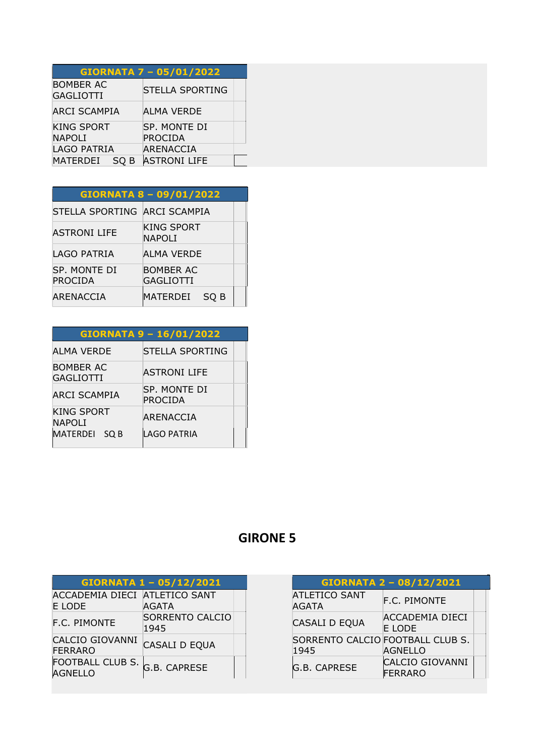| GIORNATA 7 – 05/01/2022 | | |
| --- | --- | --- |
| BOMBER AC GAGLIOTTI | STELLA SPORTING | |
| ARCI SCAMPIA | ALMA VERDE | |
| KING SPORT NAPOLI | SP. MONTE DI PROCIDA | |
| LAGO PATRIA | ARENACCIA | |
| MATERDEI SQ B | ASTRONI LIFE | |

| GIORNATA 8 – 09/01/2022 | | |
| --- | --- | --- |
| STELLA SPORTING | ARCI SCAMPIA | |
| ASTRONI LIFE | KING SPORT NAPOLI | |
| LAGO PATRIA | ALMA VERDE | |
| SP. MONTE DI PROCIDA | BOMBER AC GAGLIOTTI | |
| ARENACCIA | MATERDEI SQ B | |

| GIORNATA 9 – 16/01/2022 | | |
| --- | --- | --- |
| ALMA VERDE | STELLA SPORTING | |
| BOMBER AC GAGLIOTTI | ASTRONI LIFE | |
| ARCI SCAMPIA | SP. MONTE DI PROCIDA | |
| KING SPORT NAPOLI | ARENACCIA | |
| MATERDEI SQ B | LAGO PATRIA | |

## GIRONE 5

| GIORNATA 1 – 05/12/2021 | | |
| --- | --- | --- |
| ACCADEMIA DIECI E LODE | ATLETICO SANT AGATA | |
| F.C. PIMONTE | SORRENTO CALCIO 1945 | |
| CALCIO GIOVANNI FERRARO | CASALI D EQUA | |
| FOOTBALL CLUB S. AGNELLO | G.B. CAPRESE | |

| GIORNATA 2 – 08/12/2021 | | |
| --- | --- | --- |
| ATLETICO SANT AGATA | F.C. PIMONTE | |
| CASALI D EQUA | ACCADEMIA DIECI E LODE | |
| SORRENTO CALCIO 1945 | FOOTBALL CLUB S. AGNELLO | |
| G.B. CAPRESE | CALCIO GIOVANNI FERRARO | |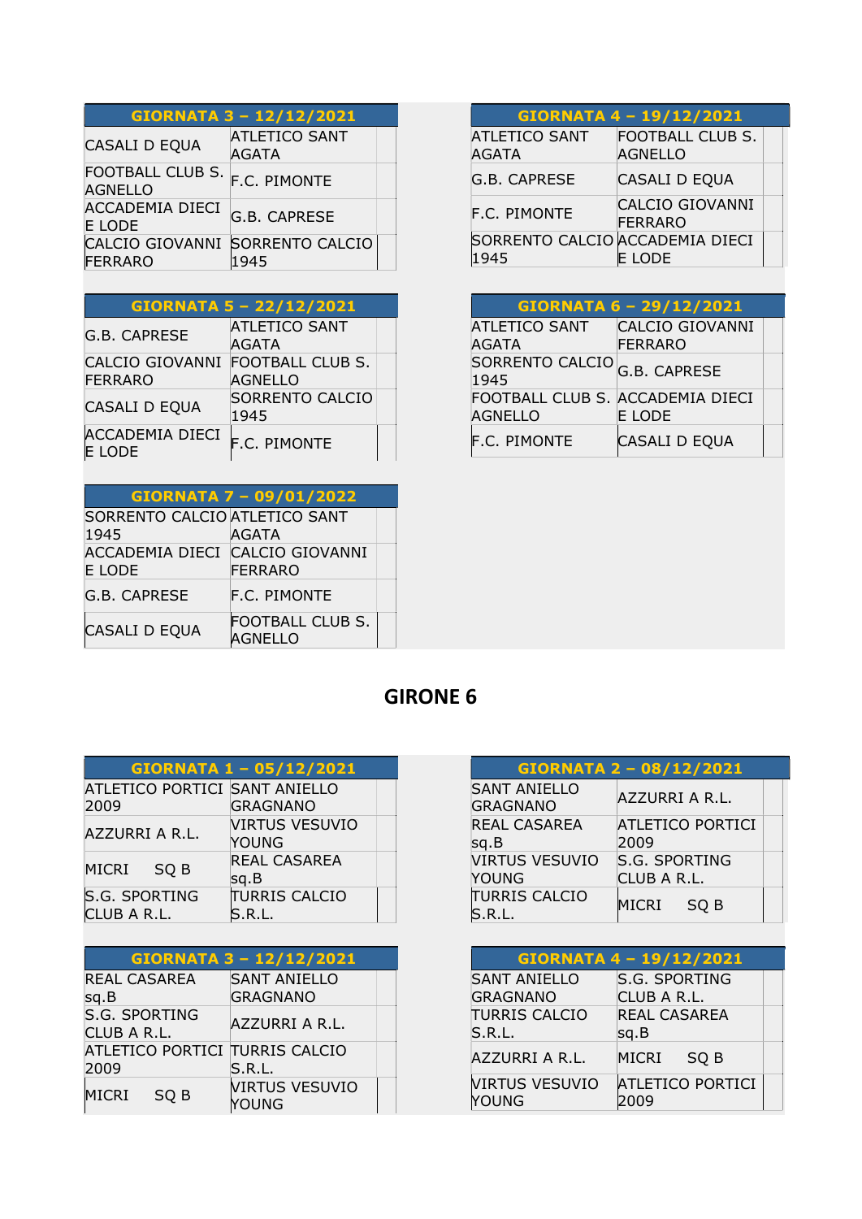| GIORNATA 3 – 12/12/2021 | | |
|---|---|---|
| CASALI D EQUA | ATLETICO SANT AGATA | |
| FOOTBALL CLUB S. AGNELLO | F.C. PIMONTE | |
| ACCADEMIA DIECI E LODE | G.B. CAPRESE | |
| CALCIO GIOVANNI FERRARO | SORRENTO CALCIO 1945 | |

| GIORNATA 4 – 19/12/2021 | | |
|---|---|---|
| ATLETICO SANT AGATA | FOOTBALL CLUB S. AGNELLO | |
| G.B. CAPRESE | CASALI D EQUA | |
| F.C. PIMONTE | CALCIO GIOVANNI FERRARO | |
| SORRENTO CALCIO 1945 | ACCADEMIA DIECI E LODE | |

| GIORNATA 5 – 22/12/2021 | | |
|---|---|---|
| G.B. CAPRESE | ATLETICO SANT AGATA | |
| CALCIO GIOVANNI FERRARO | FOOTBALL CLUB S. AGNELLO | |
| CASALI D EQUA | SORRENTO CALCIO 1945 | |
| ACCADEMIA DIECI E LODE | F.C. PIMONTE | |

| GIORNATA 6 – 29/12/2021 | | |
|---|---|---|
| ATLETICO SANT AGATA | CALCIO GIOVANNI FERRARO | |
| SORRENTO CALCIO 1945 | G.B. CAPRESE | |
| FOOTBALL CLUB S. AGNELLO | ACCADEMIA DIECI E LODE | |
| F.C. PIMONTE | CASALI D EQUA | |

| GIORNATA 7 – 09/01/2022 | | |
|---|---|---|
| SORRENTO CALCIO 1945 | ATLETICO SANT AGATA | |
| ACCADEMIA DIECI E LODE | CALCIO GIOVANNI FERRARO | |
| G.B. CAPRESE | F.C. PIMONTE | |
| CASALI D EQUA | FOOTBALL CLUB S. AGNELLO | |

# GIRONE 6

| GIORNATA 1 – 05/12/2021 | | |
|---|---|---|
| ATLETICO PORTICI 2009 | SANT ANIELLO GRAGNANO | |
| AZZURRI A R.L. | VIRTUS VESUVIO YOUNG | |
| MICRI SQ B | REAL CASAREA sq.B | |
| S.G. SPORTING CLUB A R.L. | TURRIS CALCIO S.R.L. | |

| GIORNATA 2 – 08/12/2021 | | |
|---|---|---|
| SANT ANIELLO GRAGNANO | AZZURRI A R.L. | |
| REAL CASAREA sq.B | ATLETICO PORTICI 2009 | |
| VIRTUS VESUVIO YOUNG | S.G. SPORTING CLUB A R.L. | |
| TURRIS CALCIO S.R.L. | MICRI SQ B | |

| GIORNATA 3 – 12/12/2021 | | |
|---|---|---|
| REAL CASAREA sq.B | SANT ANIELLO GRAGNANO | |
| S.G. SPORTING CLUB A R.L. | AZZURRI A R.L. | |
| ATLETICO PORTICI 2009 | TURRIS CALCIO S.R.L. | |
| MICRI SQ B | VIRTUS VESUVIO YOUNG | |

| GIORNATA 4 – 19/12/2021 | | |
|---|---|---|
| SANT ANIELLO GRAGNANO | S.G. SPORTING CLUB A R.L. | |
| TURRIS CALCIO S.R.L. | REAL CASAREA sq.B | |
| AZZURRI A R.L. | MICRI SQ B | |
| VIRTUS VESUVIO YOUNG | ATLETICO PORTICI 2009 | |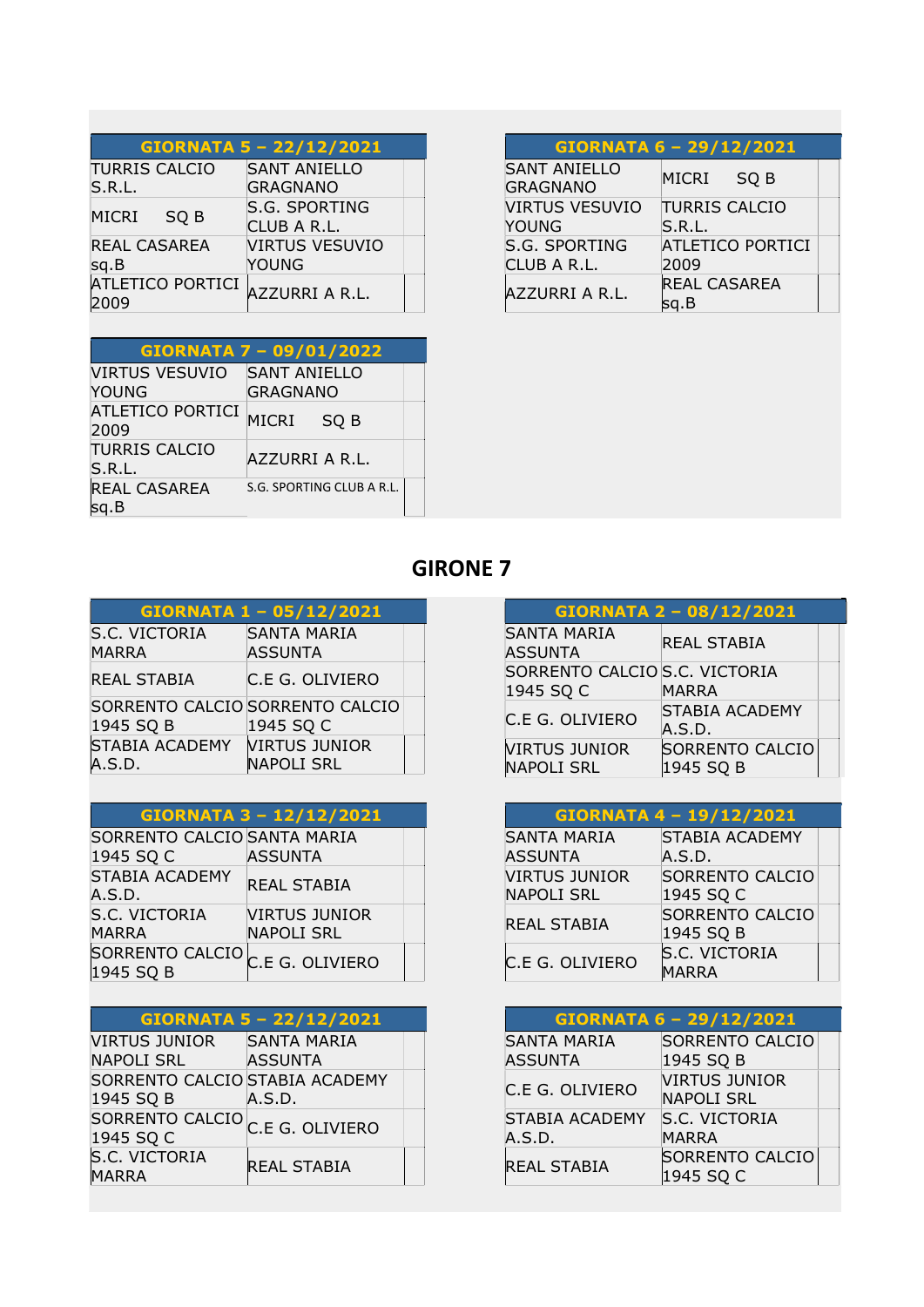| GIORNATA 5 – 22/12/2021 | | |
|---|---|---|
| TURRIS CALCIO S.R.L. | SANT ANIELLO GRAGNANO | |
| MICRI SQ B | S.G. SPORTING CLUB A R.L. | |
| REAL CASAREA sq.B | VIRTUS VESUVIO YOUNG | |
| ATLETICO PORTICI 2009 | AZZURRI A R.L. | |

| GIORNATA 6 – 29/12/2021 | | |
|---|---|---|
| SANT ANIELLO GRAGNANO | MICRI SQ B | |
| VIRTUS VESUVIO YOUNG | TURRIS CALCIO S.R.L. | |
| S.G. SPORTING CLUB A R.L. | ATLETICO PORTICI 2009 | |
| AZZURRI A R.L. | REAL CASAREA sq.B | |

| GIORNATA 7 – 09/01/2022 | | |
|---|---|---|
| VIRTUS VESUVIO YOUNG | SANT ANIELLO GRAGNANO | |
| ATLETICO PORTICI 2009 | MICRI SQ B | |
| TURRIS CALCIO S.R.L. | AZZURRI A R.L. | |
| REAL CASAREA sq.B | S.G. SPORTING CLUB A R.L. | |

## GIRONE 7

| GIORNATA 1 – 05/12/2021 | | |
|---|---|---|
| S.C. VICTORIA MARRA | SANTA MARIA ASSUNTA | |
| REAL STABIA | C.E G. OLIVIERO | |
| SORRENTO CALCIO 1945 SQ B | SORRENTO CALCIO 1945 SQ C | |
| STABIA ACADEMY A.S.D. | VIRTUS JUNIOR NAPOLI SRL | |

| GIORNATA 2 – 08/12/2021 | | |
|---|---|---|
| SANTA MARIA ASSUNTA | REAL STABIA | |
| SORRENTO CALCIO 1945 SQ C | S.C. VICTORIA MARRA | |
| C.E G. OLIVIERO | STABIA ACADEMY A.S.D. | |
| VIRTUS JUNIOR NAPOLI SRL | SORRENTO CALCIO 1945 SQ B | |

| GIORNATA 3 – 12/12/2021 | | |
|---|---|---|
| SORRENTO CALCIO 1945 SQ C | SANTA MARIA ASSUNTA | |
| STABIA ACADEMY A.S.D. | REAL STABIA | |
| S.C. VICTORIA MARRA | VIRTUS JUNIOR NAPOLI SRL | |
| SORRENTO CALCIO 1945 SQ B | C.E G. OLIVIERO | |

| GIORNATA 4 – 19/12/2021 | | |
|---|---|---|
| SANTA MARIA ASSUNTA | STABIA ACADEMY A.S.D. | |
| VIRTUS JUNIOR NAPOLI SRL | SORRENTO CALCIO 1945 SQ C | |
| REAL STABIA | SORRENTO CALCIO 1945 SQ B | |
| C.E G. OLIVIERO | S.C. VICTORIA MARRA | |

| GIORNATA 5 – 22/12/2021 | | |
|---|---|---|
| VIRTUS JUNIOR NAPOLI SRL | SANTA MARIA ASSUNTA | |
| SORRENTO CALCIO 1945 SQ B | STABIA ACADEMY A.S.D. | |
| SORRENTO CALCIO 1945 SQ C | C.E G. OLIVIERO | |
| S.C. VICTORIA MARRA | REAL STABIA | |

| GIORNATA 6 – 29/12/2021 | | |
|---|---|---|
| SANTA MARIA ASSUNTA | SORRENTO CALCIO 1945 SQ B | |
| C.E G. OLIVIERO | VIRTUS JUNIOR NAPOLI SRL | |
| STABIA ACADEMY A.S.D. | S.C. VICTORIA MARRA | |
| REAL STABIA | SORRENTO CALCIO 1945 SQ C | |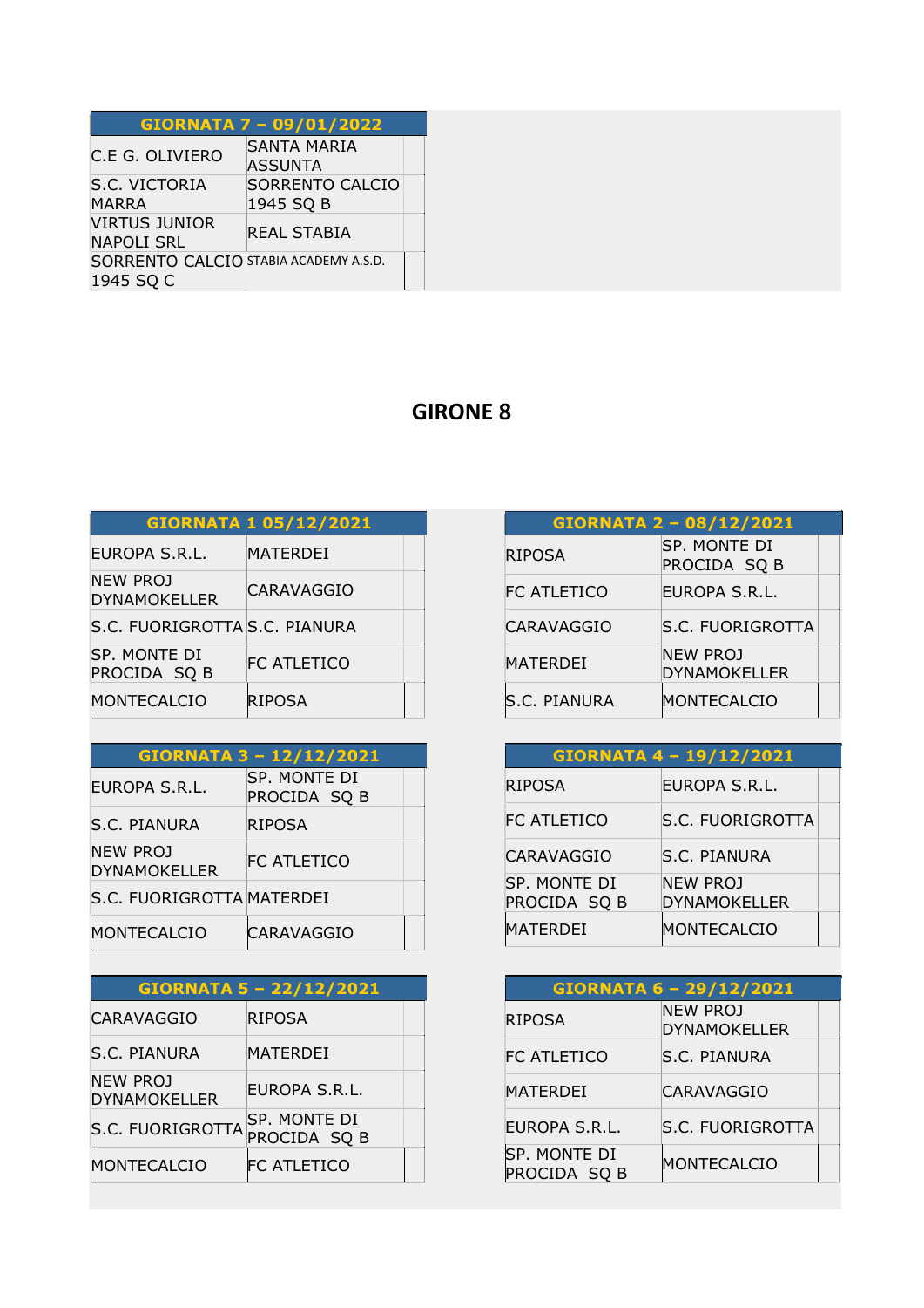| GIORNATA 7 – 09/01/2022 | | |
|---|---|---|
| C.E G. OLIVIERO | SANTA MARIA ASSUNTA | |
| S.C. VICTORIA MARRA | SORRENTO CALCIO 1945 SQ B | |
| VIRTUS JUNIOR NAPOLI SRL | REAL STABIA | |
| SORRENTO CALCIO 1945 SQ C | STABIA ACADEMY A.S.D. | |

# GIRONE 8

| GIORNATA 1 05/12/2021 | | |
|---|---|---|
| EUROPA S.R.L. | MATERDEI | |
| NEW PROJ DYNAMOKELLER | CARAVAGGIO | |
| S.C. FUORIGROTTA | S.C. PIANURA | |
| SP. MONTE DI PROCIDA SQ B | FC ATLETICO | |
| MONTECALCIO | RIPOSA | |

| GIORNATA 2 – 08/12/2021 | | |
|---|---|---|
| RIPOSA | SP. MONTE DI PROCIDA SQ B | |
| FC ATLETICO | EUROPA S.R.L. | |
| CARAVAGGIO | S.C. FUORIGROTTA | |
| MATERDEI | NEW PROJ DYNAMOKELLER | |
| S.C. PIANURA | MONTECALCIO | |

| GIORNATA 3 – 12/12/2021 | | |
|---|---|---|
| EUROPA S.R.L. | SP. MONTE DI PROCIDA SQ B | |
| S.C. PIANURA | RIPOSA | |
| NEW PROJ DYNAMOKELLER | FC ATLETICO | |
| S.C. FUORIGROTTA | MATERDEI | |
| MONTECALCIO | CARAVAGGIO | |

| GIORNATA 4 – 19/12/2021 | | |
|---|---|---|
| RIPOSA | EUROPA S.R.L. | |
| FC ATLETICO | S.C. FUORIGROTTA | |
| CARAVAGGIO | S.C. PIANURA | |
| SP. MONTE DI PROCIDA SQ B | NEW PROJ DYNAMOKELLER | |
| MATERDEI | MONTECALCIO | |

| GIORNATA 5 – 22/12/2021 | | |
|---|---|---|
| CARAVAGGIO | RIPOSA | |
| S.C. PIANURA | MATERDEI | |
| NEW PROJ DYNAMOKELLER | EUROPA S.R.L. | |
| S.C. FUORIGROTTA | SP. MONTE DI PROCIDA SQ B | |
| MONTECALCIO | FC ATLETICO | |

| GIORNATA 6 – 29/12/2021 | | |
|---|---|---|
| RIPOSA | NEW PROJ DYNAMOKELLER | |
| FC ATLETICO | S.C. PIANURA | |
| MATERDEI | CARAVAGGIO | |
| EUROPA S.R.L. | S.C. FUORIGROTTA | |
| SP. MONTE DI PROCIDA SQ B | MONTECALCIO | |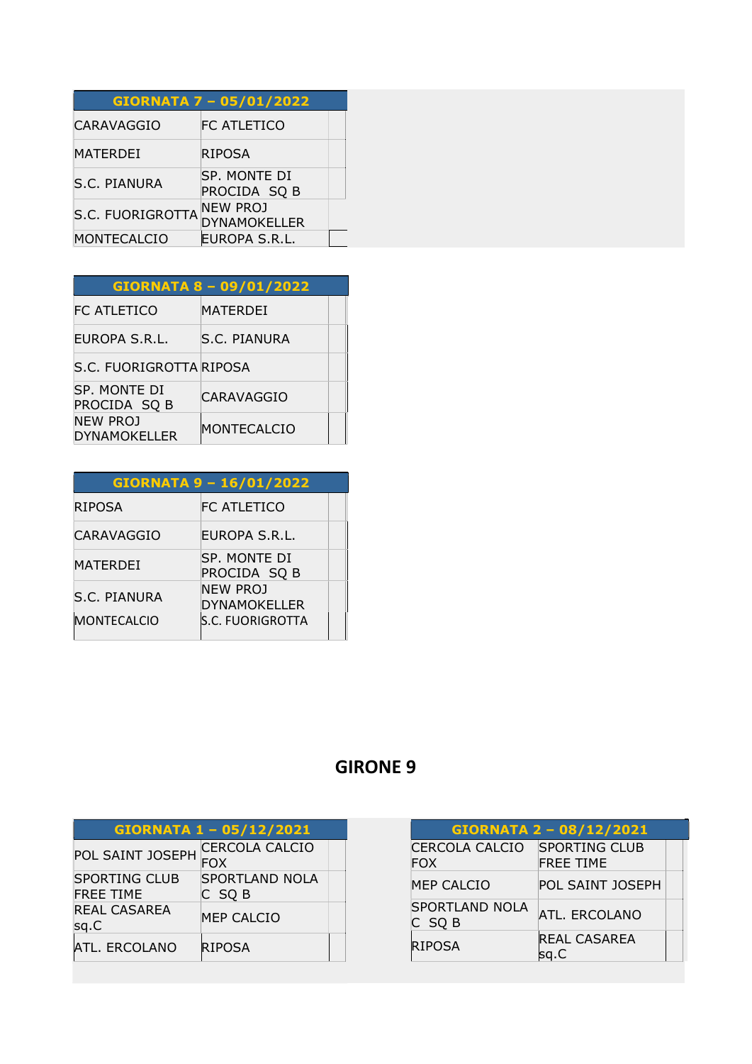| GIORNATA 7 – 05/01/2022 | |
|---|---|
| CARAVAGGIO | FC ATLETICO |
| MATERDEI | RIPOSA |
| S.C. PIANURA | SP. MONTE DI PROCIDA SQ B |
| S.C. FUORIGROTTA | NEW PROJ DYNAMOKELLER |
| MONTECALCIO | EUROPA S.R.L. |

| GIORNATA 8 – 09/01/2022 | |
|---|---|
| FC ATLETICO | MATERDEI |
| EUROPA S.R.L. | S.C. PIANURA |
| S.C. FUORIGROTTA | RIPOSA |
| SP. MONTE DI PROCIDA SQ B | CARAVAGGIO |
| NEW PROJ DYNAMOKELLER | MONTECALCIO |

| GIORNATA 9 – 16/01/2022 | |
|---|---|
| RIPOSA | FC ATLETICO |
| CARAVAGGIO | EUROPA S.R.L. |
| MATERDEI | SP. MONTE DI PROCIDA SQ B |
| S.C. PIANURA | NEW PROJ DYNAMOKELLER |
| MONTECALCIO | S.C. FUORIGROTTA |

## GIRONE 9

| GIORNATA 1 – 05/12/2021 | |
|---|---|
| POL SAINT JOSEPH | CERCOLA CALCIO FOX |
| SPORTING CLUB FREE TIME | SPORTLAND NOLA C SQ B |
| REAL CASAREA sq.C | MEP CALCIO |
| ATL. ERCOLANO | RIPOSA |

| GIORNATA 2 – 08/12/2021 | |
|---|---|
| CERCOLA CALCIO FOX | SPORTING CLUB FREE TIME |
| MEP CALCIO | POL SAINT JOSEPH |
| SPORTLAND NOLA C SQ B | ATL. ERCOLANO |
| RIPOSA | REAL CASAREA sq.C |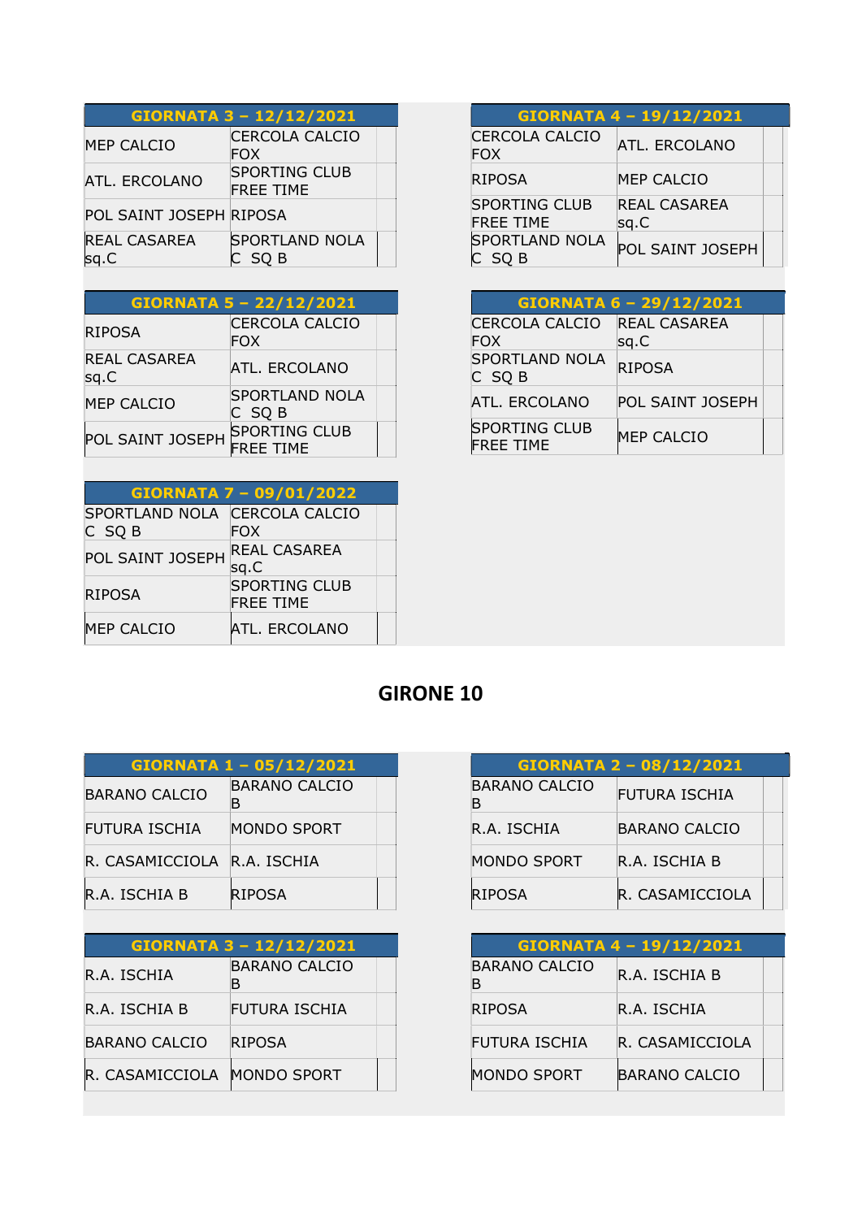| GIORNATA 3 – 12/12/2021 | |
|---|---|
| MEP CALCIO | CERCOLA CALCIO FOX |
| ATL. ERCOLANO | SPORTING CLUB FREE TIME |
| POL SAINT JOSEPH | RIPOSA |
| REAL CASAREA sq.C | SPORTLAND NOLA C SQ B |

| GIORNATA 4 – 19/12/2021 | |
|---|---|
| CERCOLA CALCIO FOX | ATL. ERCOLANO |
| RIPOSA | MEP CALCIO |
| SPORTING CLUB FREE TIME | REAL CASAREA sq.C |
| SPORTLAND NOLA C SQ B | POL SAINT JOSEPH |

| GIORNATA 5 – 22/12/2021 | |
|---|---|
| RIPOSA | CERCOLA CALCIO FOX |
| REAL CASAREA sq.C | ATL. ERCOLANO |
| MEP CALCIO | SPORTLAND NOLA C SQ B |
| POL SAINT JOSEPH | SPORTING CLUB FREE TIME |

| GIORNATA 6 – 29/12/2021 | |
|---|---|
| CERCOLA CALCIO FOX | REAL CASAREA sq.C |
| SPORTLAND NOLA C SQ B | RIPOSA |
| ATL. ERCOLANO | POL SAINT JOSEPH |
| SPORTING CLUB FREE TIME | MEP CALCIO |

| GIORNATA 7 – 09/01/2022 | |
|---|---|
| SPORTLAND NOLA C SQ B | CERCOLA CALCIO FOX |
| POL SAINT JOSEPH | REAL CASAREA sq.C |
| RIPOSA | SPORTING CLUB FREE TIME |
| MEP CALCIO | ATL. ERCOLANO |

# GIRONE 10

| GIORNATA 1 – 05/12/2021 | |
|---|---|
| BARANO CALCIO | BARANO CALCIO B |
| FUTURA ISCHIA | MONDO SPORT |
| R. CASAMICCIOLA | R.A. ISCHIA |
| R.A. ISCHIA B | RIPOSA |

| GIORNATA 2 – 08/12/2021 | |
|---|---|
| BARANO CALCIO B | FUTURA ISCHIA |
| R.A. ISCHIA | BARANO CALCIO |
| MONDO SPORT | R.A. ISCHIA B |
| RIPOSA | R. CASAMICCIOLA |

| GIORNATA 3 – 12/12/2021 | |
|---|---|
| R.A. ISCHIA | BARANO CALCIO B |
| R.A. ISCHIA B | FUTURA ISCHIA |
| BARANO CALCIO | RIPOSA |
| R. CASAMICCIOLA | MONDO SPORT |

| GIORNATA 4 – 19/12/2021 | |
|---|---|
| BARANO CALCIO B | R.A. ISCHIA B |
| RIPOSA | R.A. ISCHIA |
| FUTURA ISCHIA | R. CASAMICCIOLA |
| MONDO SPORT | BARANO CALCIO |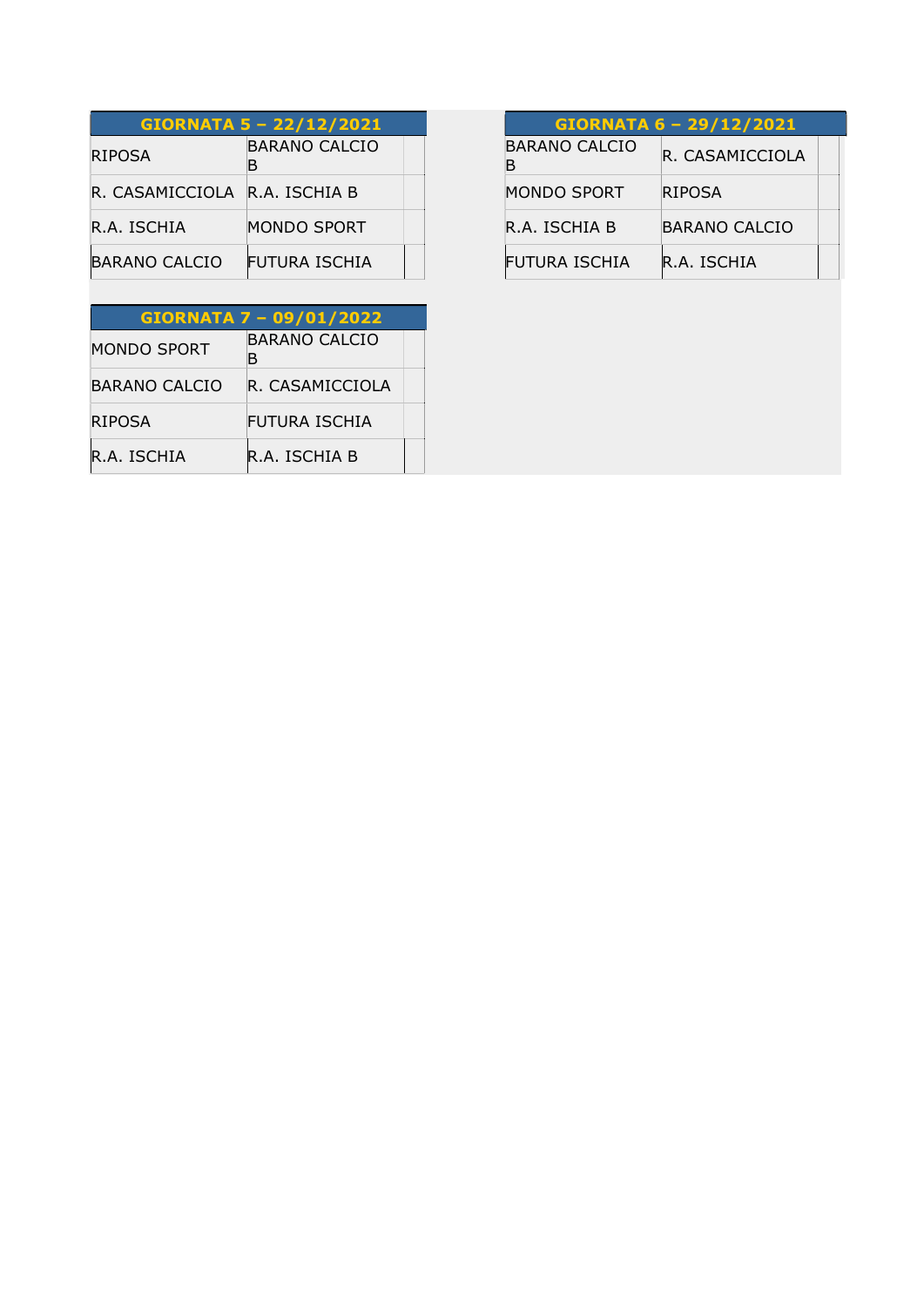| GIORNATA 5 – 22/12/2021 | | |
|---|---|---|
| RIPOSA | BARANO CALCIO B | |
| R. CASAMICCIOLA | R.A. ISCHIA B | |
| R.A. ISCHIA | MONDO SPORT | |
| BARANO CALCIO | FUTURA ISCHIA | |

| GIORNATA 6 – 29/12/2021 | | |
|---|---|---|
| BARANO CALCIO B | R. CASAMICCIOLA | |
| MONDO SPORT | RIPOSA | |
| R.A. ISCHIA B | BARANO CALCIO | |
| FUTURA ISCHIA | R.A. ISCHIA | |

| GIORNATA 7 – 09/01/2022 | | |
|---|---|---|
| MONDO SPORT | BARANO CALCIO B | |
| BARANO CALCIO | R. CASAMICCIOLA | |
| RIPOSA | FUTURA ISCHIA | |
| R.A. ISCHIA | R.A. ISCHIA B | |